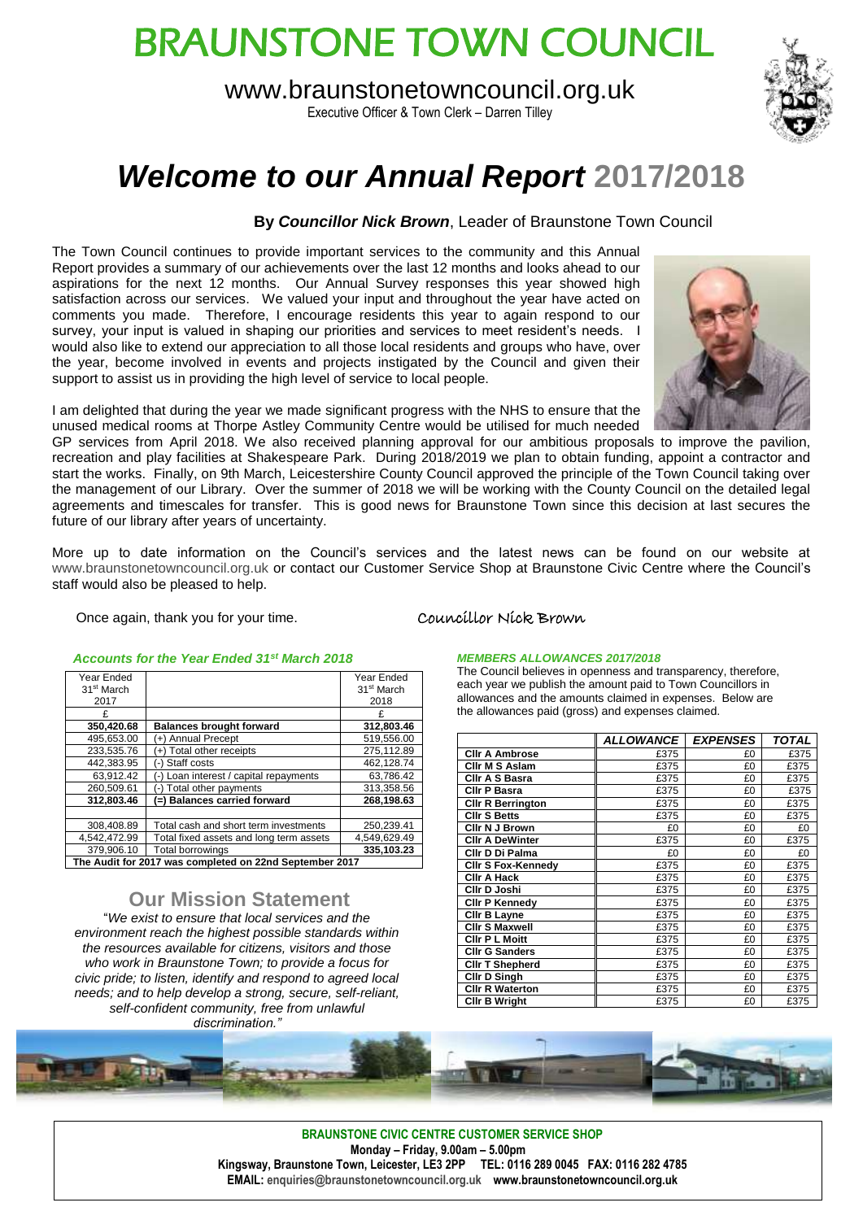# BRAUNSTONE TOWN COUNCIL

www.braunstonetowncouncil.org.uk

Executive Officer & Town Clerk – Darren Tilley

# *Welcome to our Annual Report* 2017/2018

**By *Councillor Nick Brown***, Leader of Braunstone Town Council

The Town Council continues to provide important services to the community and this Annual Report provides a summary of our achievements over the last 12 months and looks ahead to our aspirations for the next 12 months. Our Annual Survey responses this year showed high satisfaction across our services. We valued your input and throughout the year have acted on comments you made. Therefore, I encourage residents this year to again respond to our survey, your input is valued in shaping our priorities and services to meet resident's needs. I would also like to extend our appreciation to all those local residents and groups who have, over the year, become involved in events and projects instigated by the Council and given their support to assist us in providing the high level of service to local people.

I am delighted that during the year we made significant progress with the NHS to ensure that the unused medical rooms at Thorpe Astley Community Centre would be utilised for much needed GP services from April 2018. We also received planning approval for our ambitious proposals to improve the pavilion, recreation and play facilities at Shakespeare Park. During 2018/2019 we plan to obtain funding, appoint a contractor and start the works. Finally, on 9th March, Leicestershire County Council approved the principle of the Town Council taking over the management of our Library. Over the summer of 2018 we will be working with the County Council on the detailed legal agreements and timescales for transfer. This is good news for Braunstone Town since this decision at last secures the future of our library after years of uncertainty.

More up to date information on the Council's services and the latest news can be found on our website at www.braunstonetowncouncil.org.uk or contact our Customer Service Shop at Braunstone Civic Centre where the Council's staff would also be pleased to help.

Once again, thank you for your time.

Councillor Nick Brown

### *Accounts for the Year Ended 31st March 2018*

| Year Ended 31st March 2017 | | Year Ended 31st March 2018 |
|---|---|---|
| £ | | £ |
| **350,420.68** | **Balances brought forward** | **312,803.46** |
| 495,653.00 | (+) Annual Precept | 519,556.00 |
| 233,535.76 | (+) Total other receipts | 275,112.89 |
| 442,383.95 | (-) Staff costs | 462,128.74 |
| 63,912.42 | (-) Loan interest / capital repayments | 63,786.42 |
| 260,509.61 | (-) Total other payments | 313,358.56 |
| **312,803.46** | **(=) Balances carried forward** | **268,198.63** |
| | | |
| 308,408.89 | Total cash and short term investments | 250,239.41 |
| 4,542,472.99 | Total fixed assets and long term assets | 4,549,629.49 |
| 379,906.10 | Total borrowings | **335,103.23** |
| **The Audit for 2017 was completed on 22nd September 2017** | | |

## Our Mission Statement

"*We exist to ensure that local services and the environment reach the highest possible standards within the resources available for citizens, visitors and those who work in Braunstone Town; to provide a focus for civic pride; to listen, identify and respond to agreed local needs; and to help develop a strong, secure, self-reliant, self-confident community, free from unlawful discrimination."*

### *MEMBERS ALLOWANCES 2017/2018*

The Council believes in openness and transparency, therefore, each year we publish the amount paid to Town Councillors in allowances and the amounts claimed in expenses. Below are the allowances paid (gross) and expenses claimed.

| | *ALLOWANCE* | *EXPENSES* | *TOTAL* |
|---|---|---|---|
| **Cllr A Ambrose** | £375 | £0 | £375 |
| **Cllr M S Aslam** | £375 | £0 | £375 |
| **Cllr A S Basra** | £375 | £0 | £375 |
| **Cllr P Basra** | £375 | £0 | £375 |
| **Cllr R Berrington** | £375 | £0 | £375 |
| **Cllr S Betts** | £375 | £0 | £375 |
| **Cllr N J Brown** | £0 | £0 | £0 |
| **Cllr A DeWinter** | £375 | £0 | £375 |
| **Cllr D Di Palma** | £0 | £0 | £0 |
| **Cllr S Fox-Kennedy** | £375 | £0 | £375 |
| **Cllr A Hack** | £375 | £0 | £375 |
| **Cllr D Joshi** | £375 | £0 | £375 |
| **Cllr P Kennedy** | £375 | £0 | £375 |
| **Cllr B Layne** | £375 | £0 | £375 |
| **Cllr S Maxwell** | £375 | £0 | £375 |
| **Cllr P L Moitt** | £375 | £0 | £375 |
| **Cllr G Sanders** | £375 | £0 | £375 |
| **Cllr T Shepherd** | £375 | £0 | £375 |
| **Cllr D Singh** | £375 | £0 | £375 |
| **Cllr R Waterton** | £375 | £0 | £375 |
| **Cllr B Wright** | £375 | £0 | £375 |

**BRAUNSTONE CIVIC CENTRE CUSTOMER SERVICE SHOP**
**Monday – Friday, 9.00am – 5.00pm**
**Kingsway, Braunstone Town, Leicester, LE3 2PP TEL: 0116 289 0045 FAX: 0116 282 4785**
**EMAIL: enquiries@braunstonetowncouncil.org.uk www.braunstonetowncouncil.org.uk**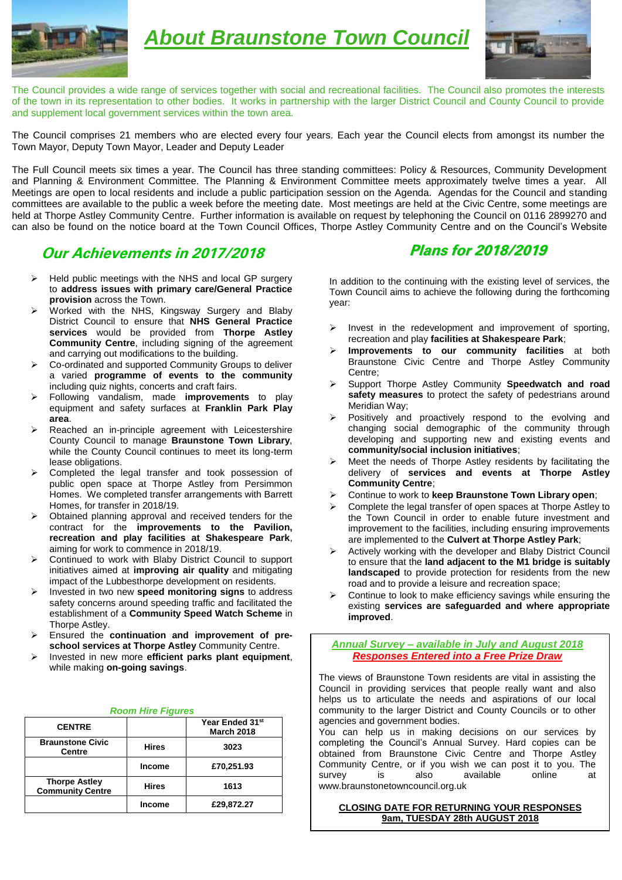# About Braunstone Town Council

The Council provides a wide range of services together with social and recreational facilities. The Council also promotes the interests of the town in its representation to other bodies. It works in partnership with the larger District Council and County Council to provide and supplement local government services within the town area.

The Council comprises 21 members who are elected every four years. Each year the Council elects from amongst its number the Town Mayor, Deputy Town Mayor, Leader and Deputy Leader

The Full Council meets six times a year. The Council has three standing committees: Policy & Resources, Community Development and Planning & Environment Committee. The Planning & Environment Committee meets approximately twelve times a year. All Meetings are open to local residents and include a public participation session on the Agenda. Agendas for the Council and standing committees are available to the public a week before the meeting date. Most meetings are held at the Civic Centre, some meetings are held at Thorpe Astley Community Centre. Further information is available on request by telephoning the Council on 0116 2899270 and can also be found on the notice board at the Town Council Offices, Thorpe Astley Community Centre and on the Council's Website

## Our Achievements in 2017/2018

- Held public meetings with the NHS and local GP surgery to **address issues with primary care/General Practice provision** across the Town.
- Worked with the NHS, Kingsway Surgery and Blaby District Council to ensure that **NHS General Practice services** would be provided from **Thorpe Astley Community Centre**, including signing of the agreement and carrying out modifications to the building.
- Co-ordinated and supported Community Groups to deliver a varied **programme of events to the community** including quiz nights, concerts and craft fairs.
- Following vandalism, made **improvements** to play equipment and safety surfaces at **Franklin Park Play area**.
- Reached an in-principle agreement with Leicestershire County Council to manage **Braunstone Town Library**, while the County Council continues to meet its long-term lease obligations.
- Completed the legal transfer and took possession of public open space at Thorpe Astley from Persimmon Homes. We completed transfer arrangements with Barrett Homes, for transfer in 2018/19.
- Obtained planning approval and received tenders for the contract for the **improvements to the Pavilion, recreation and play facilities at Shakespeare Park**, aiming for work to commence in 2018/19.
- Continued to work with Blaby District Council to support initiatives aimed at **improving air quality** and mitigating impact of the Lubbesthorpe development on residents.
- Invested in two new **speed monitoring signs** to address safety concerns around speeding traffic and facilitated the establishment of a **Community Speed Watch Scheme** in Thorpe Astley.
- Ensured the **continuation and improvement of pre-school services at Thorpe Astley** Community Centre.
- Invested in new more **efficient parks plant equipment**, while making **on-going savings**.

*Room Hire Figures*

| CENTRE | | Year Ended 31st March 2018 |
|---|---|---|
| **Braunstone Civic Centre** | Hires | 3023 |
| | Income | £70,251.93 |
| **Thorpe Astley Community Centre** | Hires | 1613 |
| | Income | £29,872.27 |

## Plans for 2018/2019

In addition to the continuing with the existing level of services, the Town Council aims to achieve the following during the forthcoming year:

- Invest in the redevelopment and improvement of sporting, recreation and play **facilities at Shakespeare Park**;
- **Improvements to our community facilities** at both Braunstone Civic Centre and Thorpe Astley Community Centre;
- Support Thorpe Astley Community **Speedwatch and road safety measures** to protect the safety of pedestrians around Meridian Way;
- Positively and proactively respond to the evolving and changing social demographic of the community through developing and supporting new and existing events and **community/social inclusion initiatives**;
- Meet the needs of Thorpe Astley residents by facilitating the delivery of **services and events at Thorpe Astley Community Centre**;
- Continue to work to **keep Braunstone Town Library open**;
- Complete the legal transfer of open spaces at Thorpe Astley to the Town Council in order to enable future investment and improvement to the facilities, including ensuring improvements are implemented to the **Culvert at Thorpe Astley Park**;
- Actively working with the developer and Blaby District Council to ensure that the **land adjacent to the M1 bridge is suitably landscaped** to provide protection for residents from the new road and to provide a leisure and recreation space;
- Continue to look to make efficiency savings while ensuring the existing **services are safeguarded and where appropriate improved**.

### *Annual Survey – available in July and August 2018*
### *Responses Entered into a Free Prize Draw*

The views of Braunstone Town residents are vital in assisting the Council in providing services that people really want and also helps us to articulate the needs and aspirations of our local community to the larger District and County Councils or to other agencies and government bodies.

You can help us in making decisions on our services by completing the Council's Annual Survey. Hard copies can be obtained from Braunstone Civic Centre and Thorpe Astley Community Centre, or if you wish we can post it to you. The survey is also available online at www.braunstonetowncouncil.org.uk

**CLOSING DATE FOR RETURNING YOUR RESPONSES**
**9am, TUESDAY 28th AUGUST 2018**